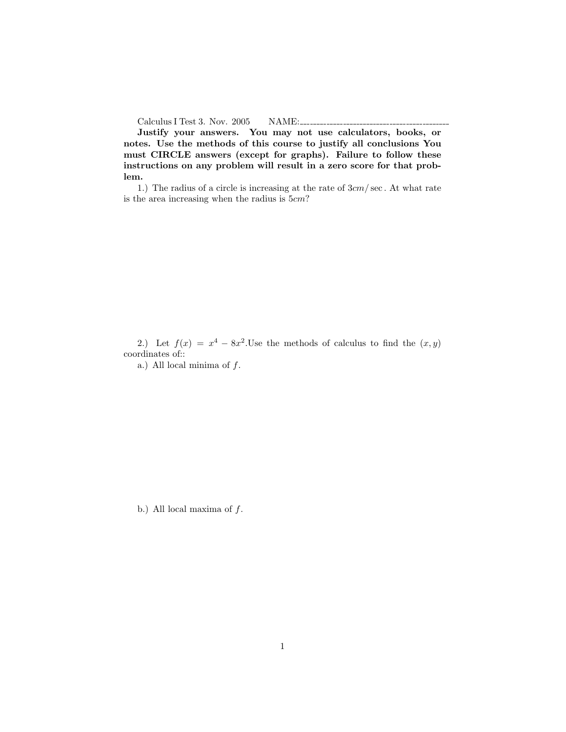Calculus I Test 3. Nov. 2005 NAME:\_\_\_\_\_\_\_\_\_\_\_\_\_\_\_\_\_\_\_\_\_\_\_\_\_\_\_\_\_\_

**Justify your answers. You may not use calculators, books, or notes. Use the methods of this course to justify all conclusions You must CIRCLE answers (except for graphs). Failure to follow these instructions on any problem will result in a zero score for that problem.**

1.) The radius of a circle is increasing at the rate of $3cm/\sec$. At what rate is the area increasing when the radius is $5cm$?

2.) Let $f(x) = x^4 - 8x^2$.Use the methods of calculus to find the $(x, y)$ coordinates of::

a.) All local minima of $f$.

b.) All local maxima of $f$.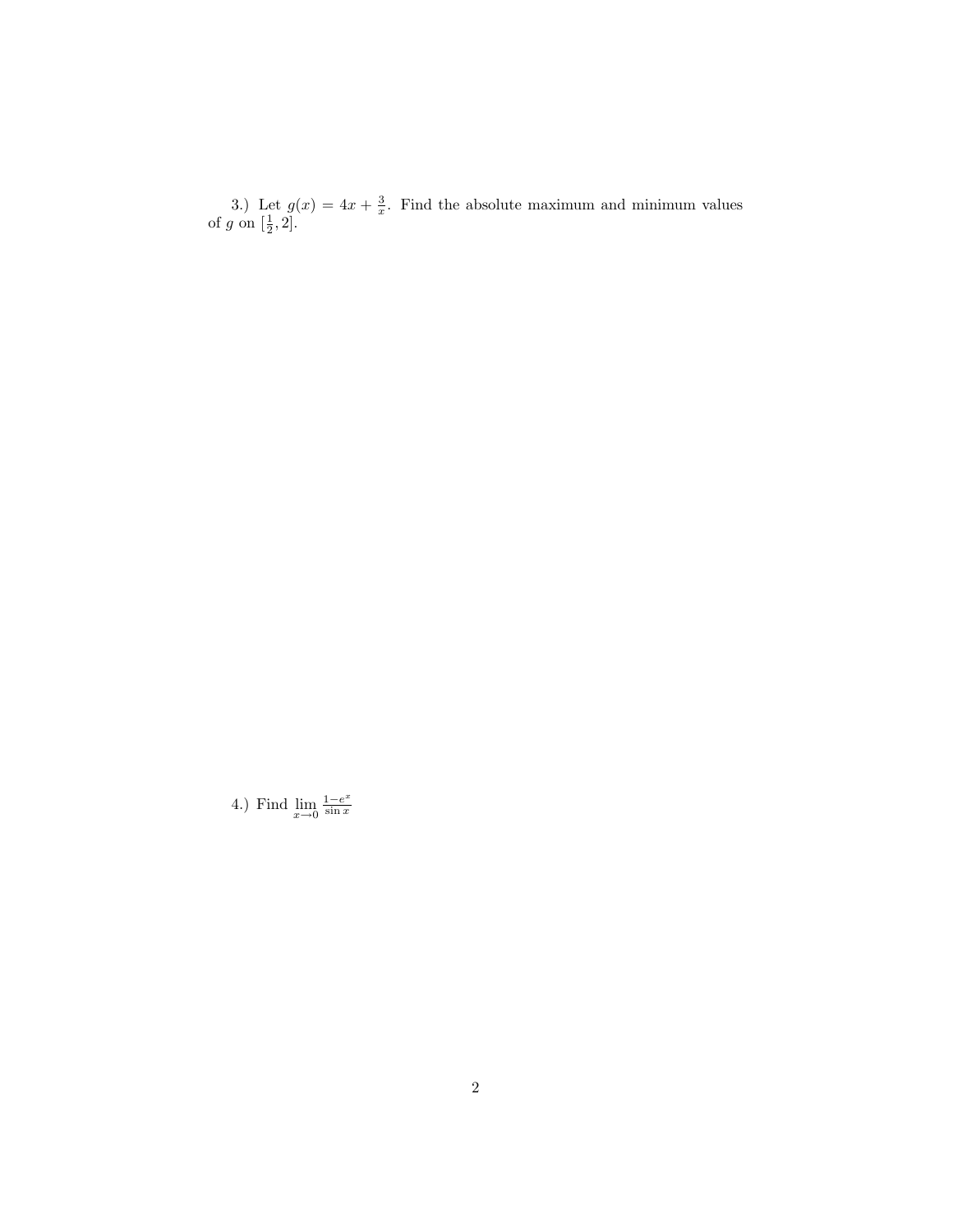3.) Let $g(x) = 4x + \frac{3}{x}$. Find the absolute maximum and minimum values of $g$ on $[\frac{1}{2}, 2]$.

4.) Find $\lim_{x \to 0} \frac{1-e^x}{\sin x}$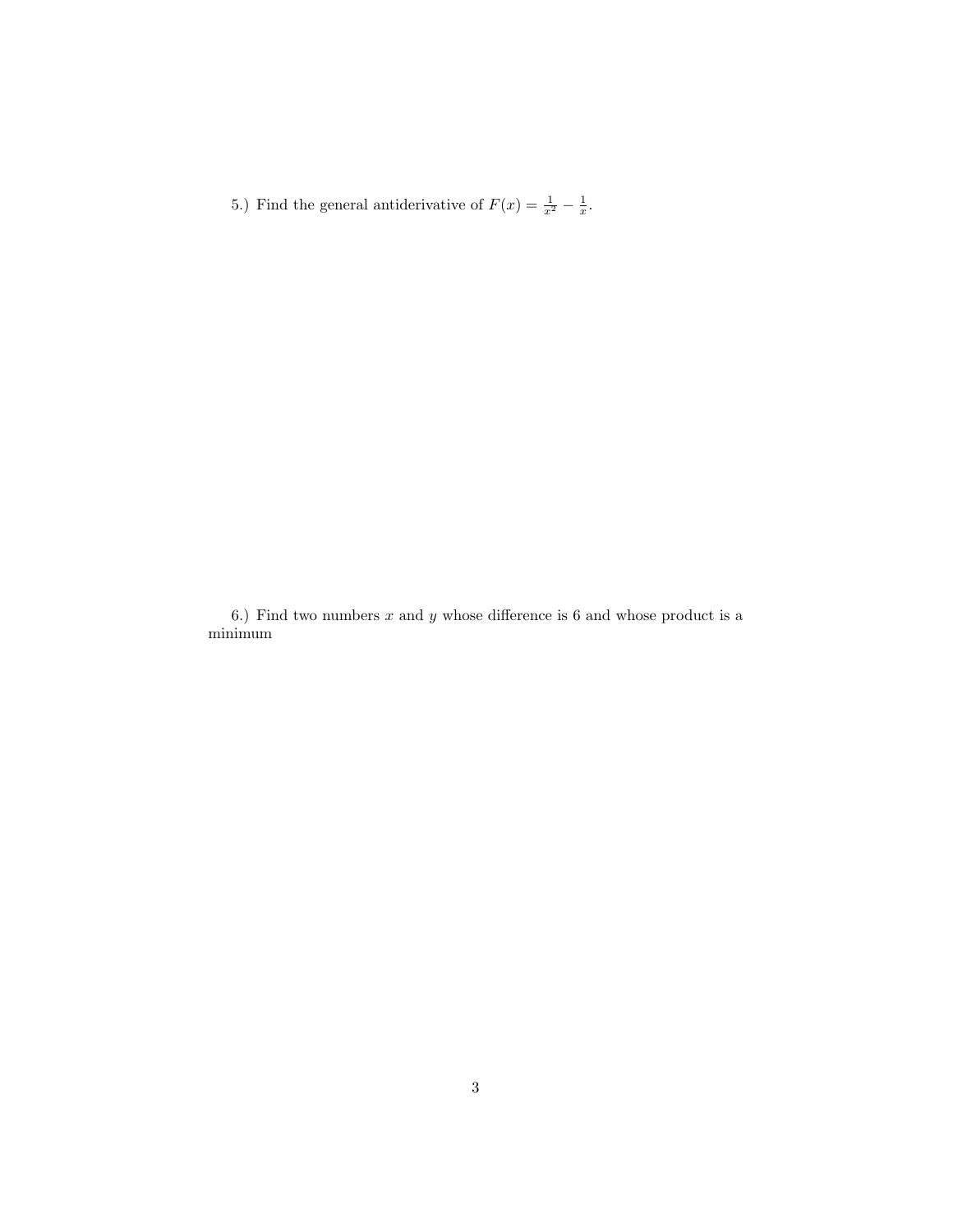5.) Find the general antiderivative of $F(x) = \frac{1}{x^2} - \frac{1}{x}$.

6.) Find two numbers $x$ and $y$ whose difference is 6 and whose product is a minimum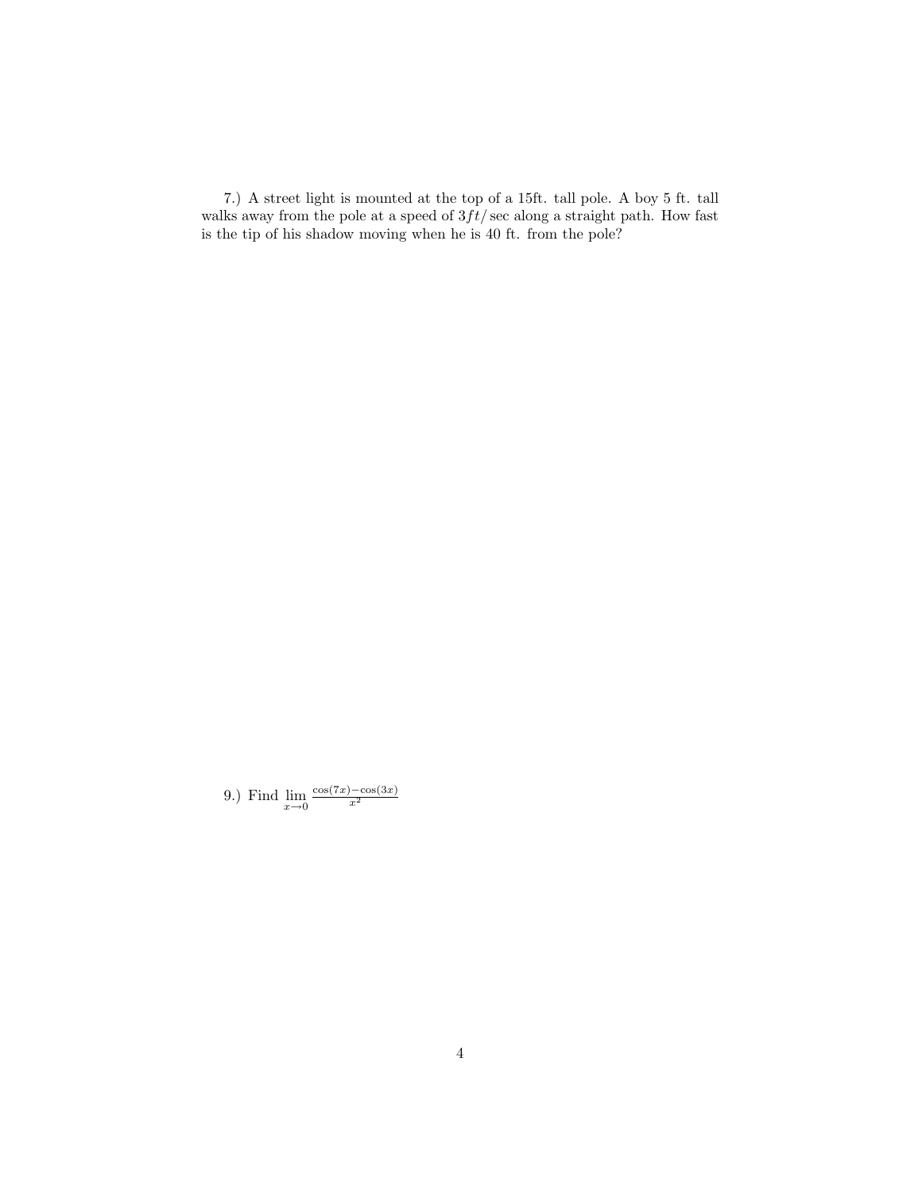7.) A street light is mounted at the top of a 15ft. tall pole. A boy 5 ft. tall walks away from the pole at a speed of $3ft/\sec$ along a straight path. How fast is the tip of his shadow moving when he is 40 ft. from the pole?

9.) Find $\lim_{x \to 0} \frac{\cos(7x) - \cos(3x)}{x^2}$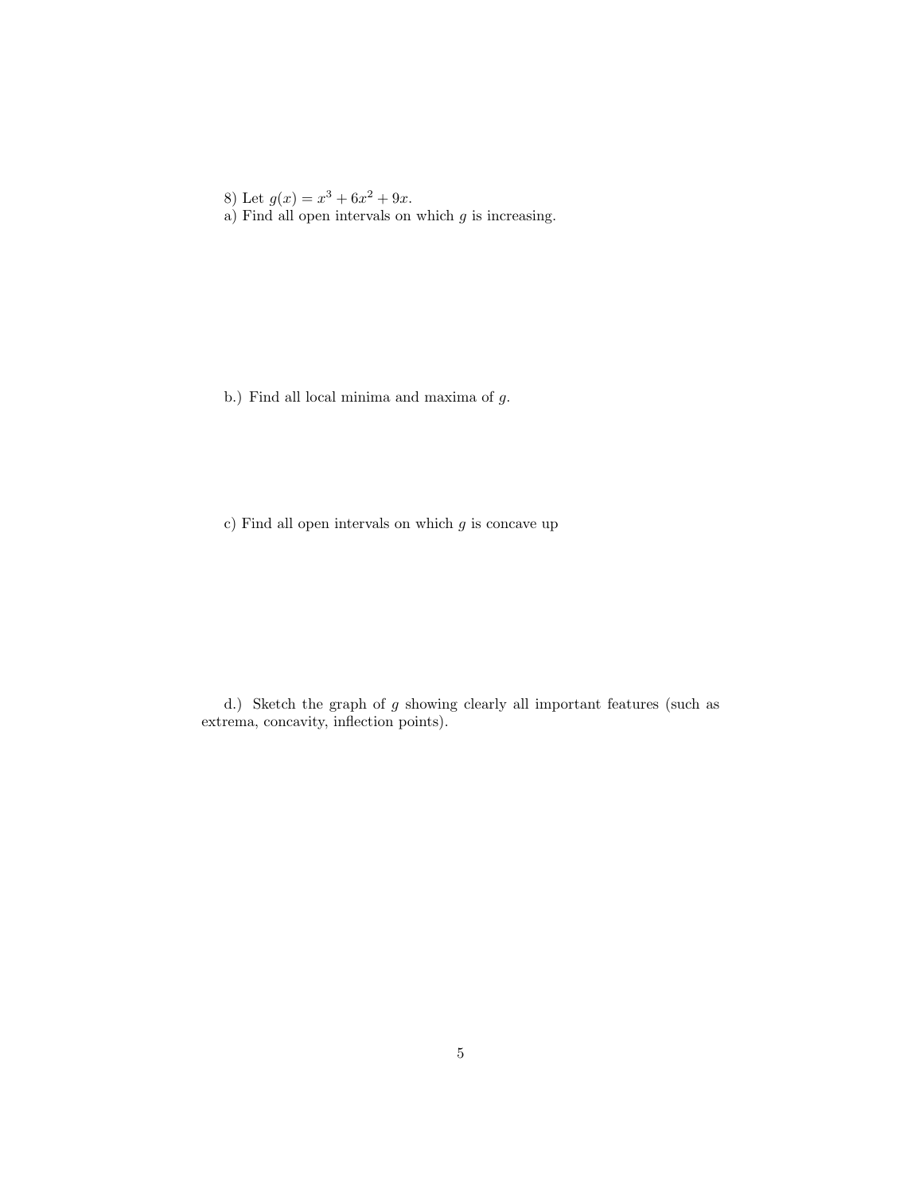8) Let $g(x) = x^3 + 6x^2 + 9x$.

a) Find all open intervals on which $g$ is increasing.

b.) Find all local minima and maxima of $g$.

c) Find all open intervals on which $g$ is concave up

d.) Sketch the graph of $g$ showing clearly all important features (such as extrema, concavity, inflection points).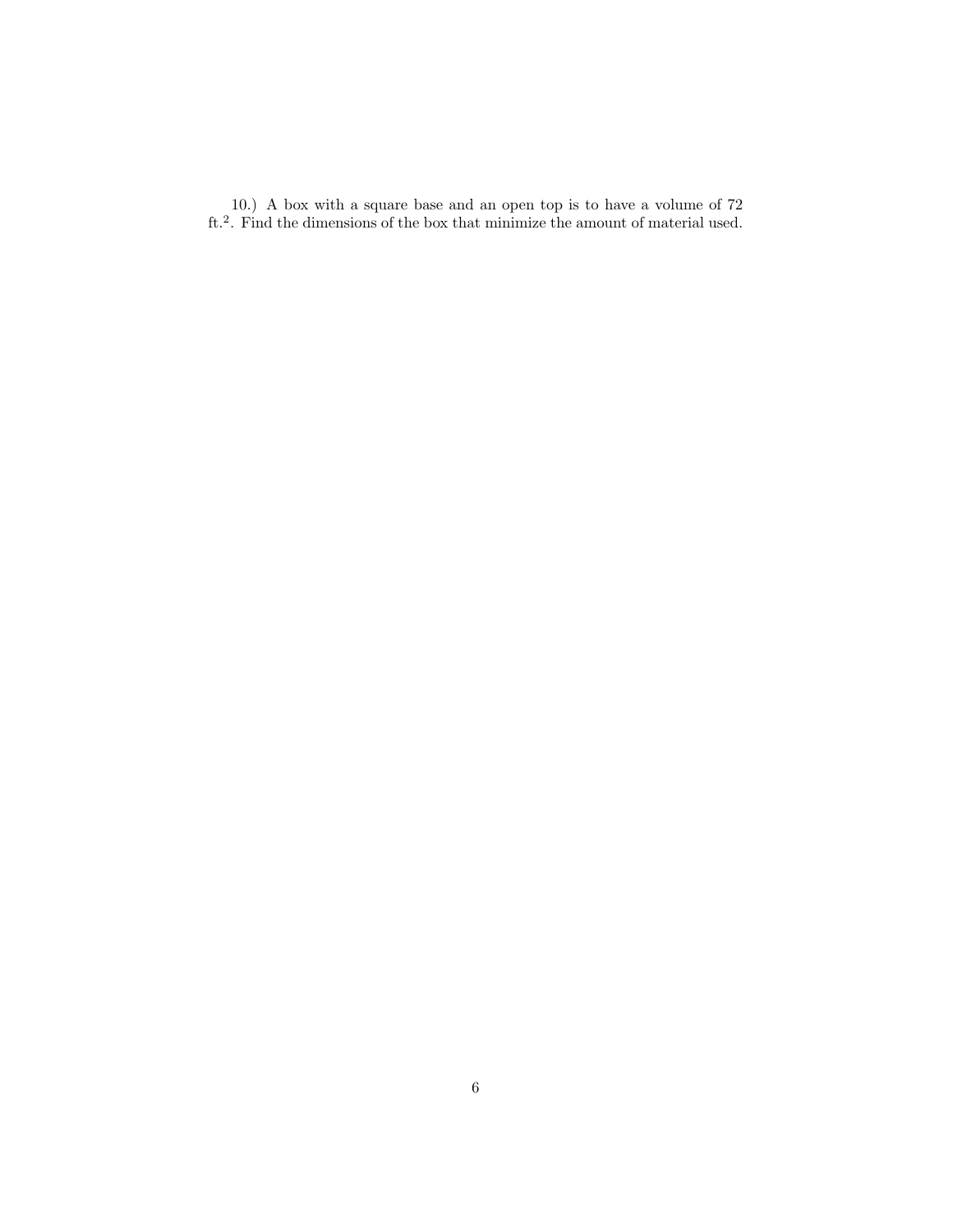10.) A box with a square base and an open top is to have a volume of 72 ft.$^2$. Find the dimensions of the box that minimize the amount of material used.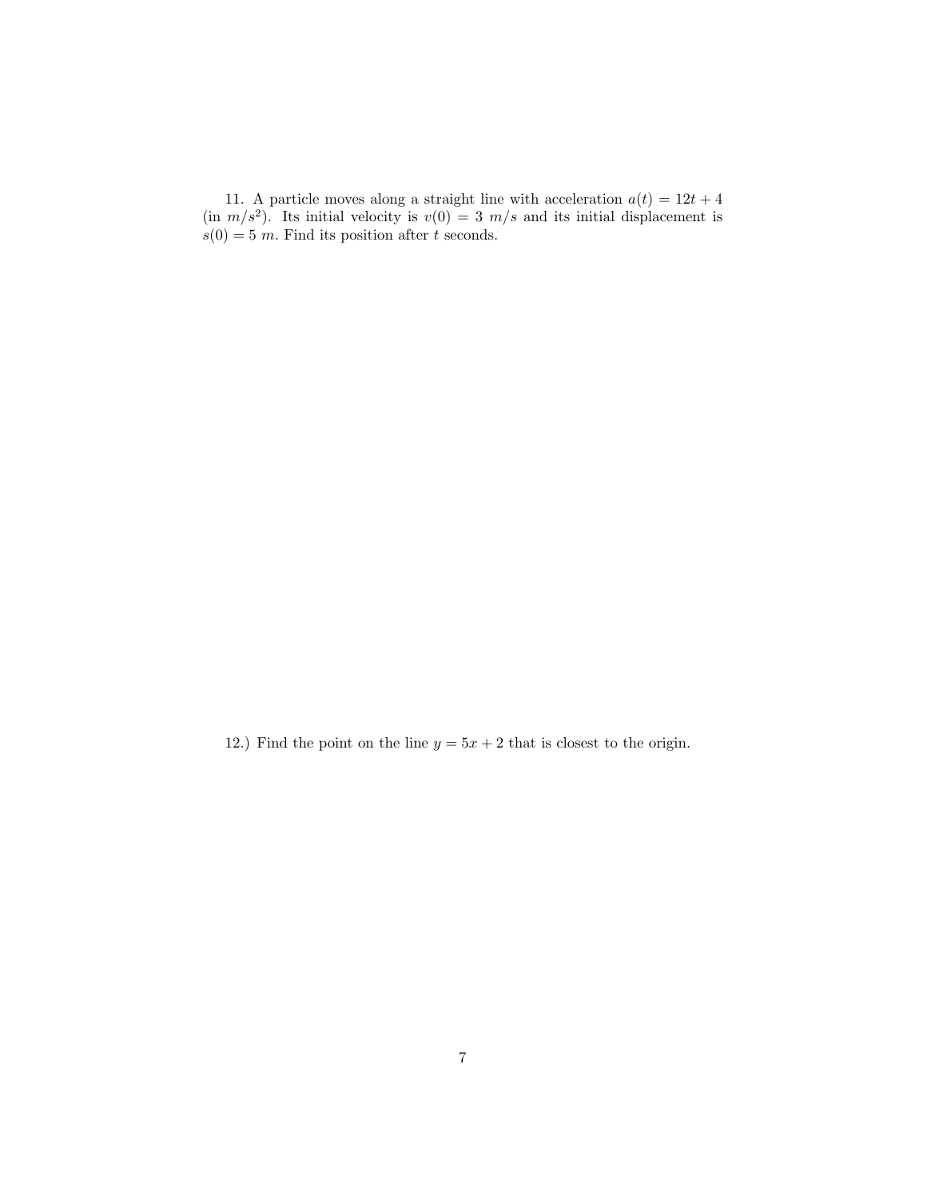11. A particle moves along a straight line with acceleration $a(t) = 12t + 4$ (in $m/s^2$). Its initial velocity is $v(0) = 3\ m/s$ and its initial displacement is $s(0) = 5\ m$. Find its position after $t$ seconds.

12.) Find the point on the line $y = 5x + 2$ that is closest to the origin.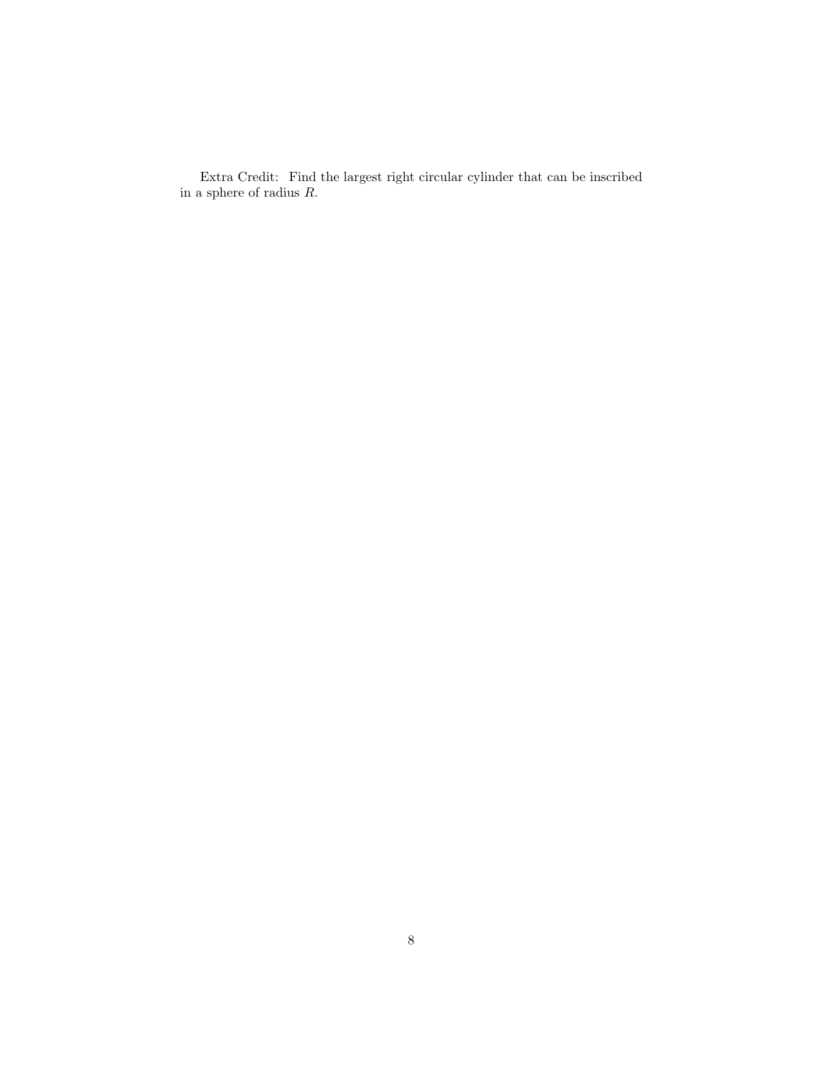Extra Credit: Find the largest right circular cylinder that can be inscribed in a sphere of radius $R$.